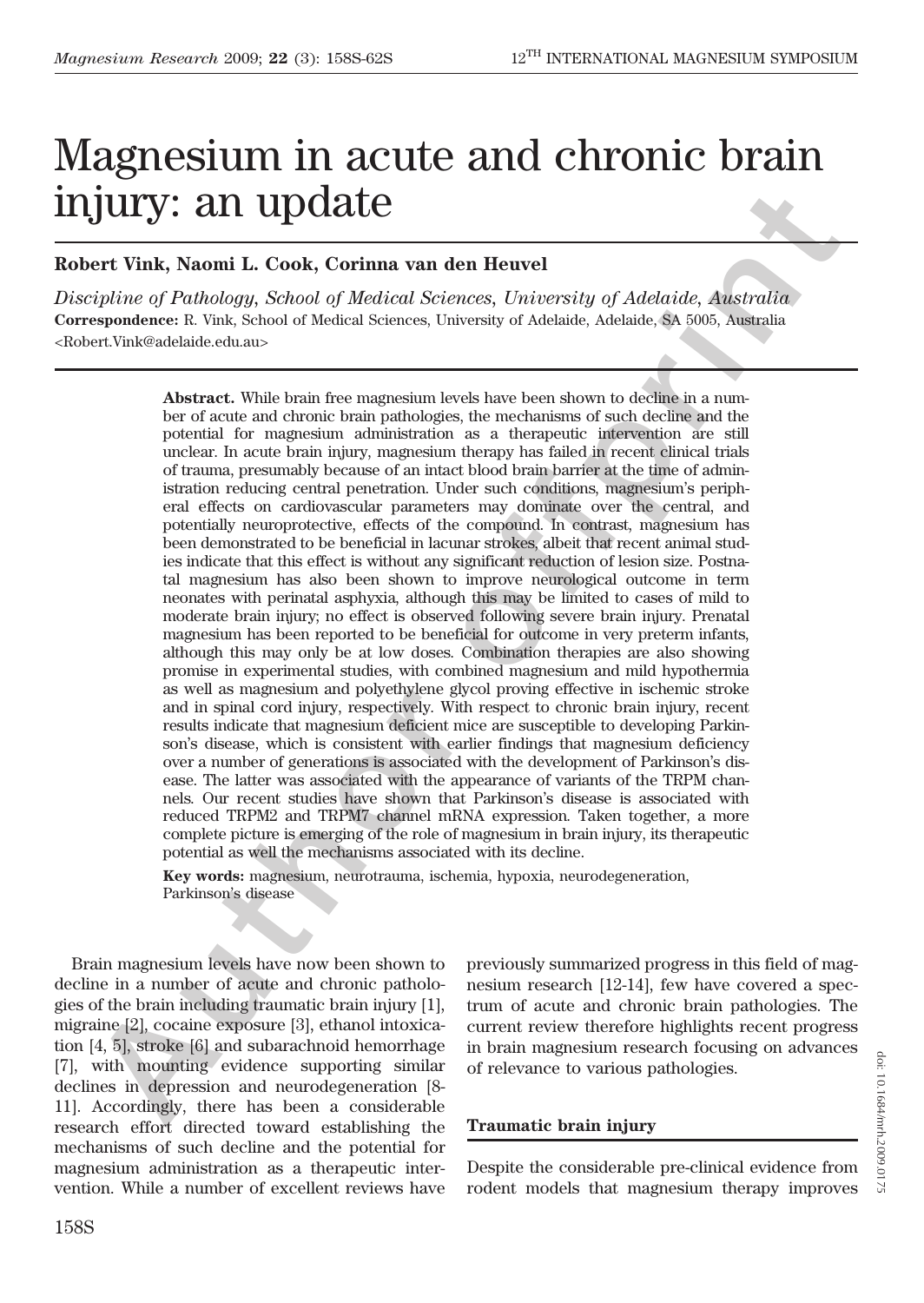# Magnesium in acute and chronic brain injury: an update

**Robert Vink, Naomi L. Cook, Corinna van den Heuvel**

*Discipline of Pathology, School of Medical Sciences, University of Adelaide, Australia*
**Correspondence:** R. Vink, School of Medical Sciences, University of Adelaide, Adelaide, SA 5005, Australia
<Robert.Vink@adelaide.edu.au>

**Abstract.** While brain free magnesium levels have been shown to decline in a number of acute and chronic brain pathologies, the mechanisms of such decline and the potential for magnesium administration as a therapeutic intervention are still unclear. In acute brain injury, magnesium therapy has failed in recent clinical trials of trauma, presumably because of an intact blood brain barrier at the time of administration reducing central penetration. Under such conditions, magnesium's peripheral effects on cardiovascular parameters may dominate over the central, and potentially neuroprotective, effects of the compound. In contrast, magnesium has been demonstrated to be beneficial in lacunar strokes, albeit that recent animal studies indicate that this effect is without any significant reduction of lesion size. Postnatal magnesium has also been shown to improve neurological outcome in term neonates with perinatal asphyxia, although this may be limited to cases of mild to moderate brain injury; no effect is observed following severe brain injury. Prenatal magnesium has been reported to be beneficial for outcome in very preterm infants, although this may only be at low doses. Combination therapies are also showing promise in experimental studies, with combined magnesium and mild hypothermia as well as magnesium and polyethylene glycol proving effective in ischemic stroke and in spinal cord injury, respectively. With respect to chronic brain injury, recent results indicate that magnesium deficient mice are susceptible to developing Parkinson's disease, which is consistent with earlier findings that magnesium deficiency over a number of generations is associated with the development of Parkinson's disease. The latter was associated with the appearance of variants of the TRPM channels. Our recent studies have shown that Parkinson's disease is associated with reduced TRPM2 and TRPM7 channel mRNA expression. Taken together, a more complete picture is emerging of the role of magnesium in brain injury, its therapeutic potential as well the mechanisms associated with its decline.

**Key words:** magnesium, neurotrauma, ischemia, hypoxia, neurodegeneration, Parkinson's disease

Brain magnesium levels have now been shown to decline in a number of acute and chronic pathologies of the brain including traumatic brain injury [1], migraine [2], cocaine exposure [3], ethanol intoxication [4, 5], stroke [6] and subarachnoid hemorrhage [7], with mounting evidence supporting similar declines in depression and neurodegeneration [8-11]. Accordingly, there has been a considerable research effort directed toward establishing the mechanisms of such decline and the potential for magnesium administration as a therapeutic intervention. While a number of excellent reviews have previously summarized progress in this field of magnesium research [12-14], few have covered a spectrum of acute and chronic brain pathologies. The current review therefore highlights recent progress in brain magnesium research focusing on advances of relevance to various pathologies.

## Traumatic brain injury

Despite the considerable pre-clinical evidence from rodent models that magnesium therapy improves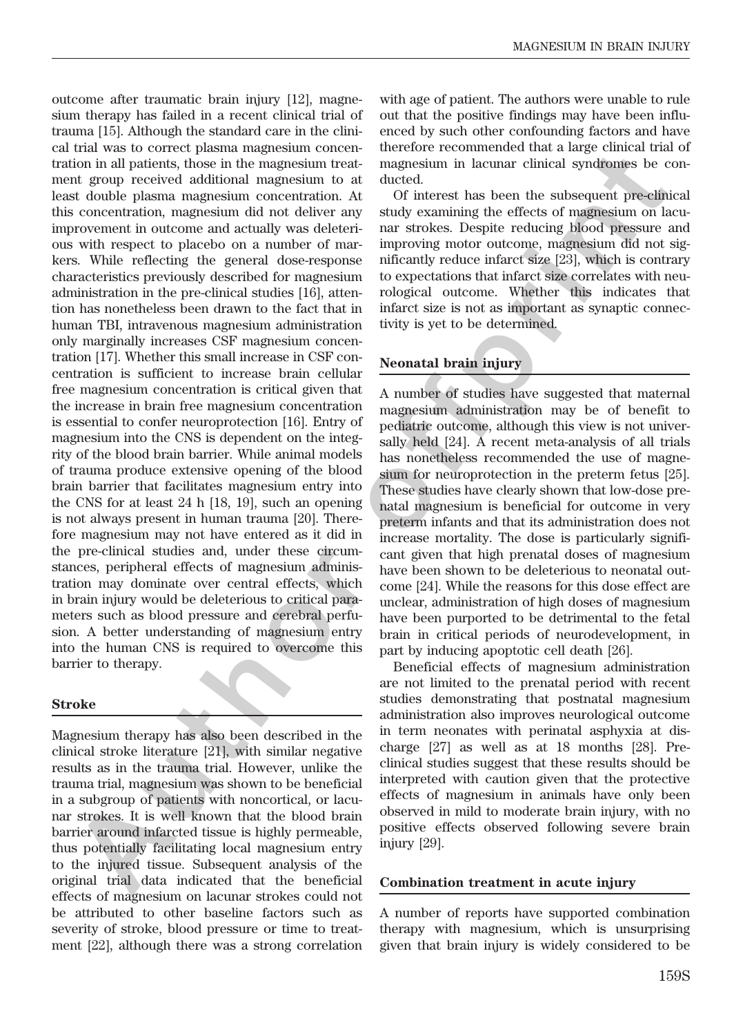outcome after traumatic brain injury [12], magnesium therapy has failed in a recent clinical trial of trauma [15]. Although the standard care in the clinical trial was to correct plasma magnesium concentration in all patients, those in the magnesium treatment group received additional magnesium to at least double plasma magnesium concentration. At this concentration, magnesium did not deliver any improvement in outcome and actually was deleterious with respect to placebo on a number of markers. While reflecting the general dose-response characteristics previously described for magnesium administration in the pre-clinical studies [16], attention has nonetheless been drawn to the fact that in human TBI, intravenous magnesium administration only marginally increases CSF magnesium concentration [17]. Whether this small increase in CSF concentration is sufficient to increase brain cellular free magnesium concentration is critical given that the increase in brain free magnesium concentration is essential to confer neuroprotection [16]. Entry of magnesium into the CNS is dependent on the integrity of the blood brain barrier. While animal models of trauma produce extensive opening of the blood brain barrier that facilitates magnesium entry into the CNS for at least 24 h [18, 19], such an opening is not always present in human trauma [20]. Therefore magnesium may not have entered as it did in the pre-clinical studies and, under these circumstances, peripheral effects of magnesium administration may dominate over central effects, which in brain injury would be deleterious to critical parameters such as blood pressure and cerebral perfusion. A better understanding of magnesium entry into the human CNS is required to overcome this barrier to therapy.

## Stroke

Magnesium therapy has also been described in the clinical stroke literature [21], with similar negative results as in the trauma trial. However, unlike the trauma trial, magnesium was shown to be beneficial in a subgroup of patients with noncortical, or lacunar strokes. It is well known that the blood brain barrier around infarcted tissue is highly permeable, thus potentially facilitating local magnesium entry to the injured tissue. Subsequent analysis of the original trial data indicated that the beneficial effects of magnesium on lacunar strokes could not be attributed to other baseline factors such as severity of stroke, blood pressure or time to treatment [22], although there was a strong correlation with age of patient. The authors were unable to rule out that the positive findings may have been influenced by such other confounding factors and have therefore recommended that a large clinical trial of magnesium in lacunar clinical syndromes be conducted.

Of interest has been the subsequent pre-clinical study examining the effects of magnesium on lacunar strokes. Despite reducing blood pressure and improving motor outcome, magnesium did not significantly reduce infarct size [23], which is contrary to expectations that infarct size correlates with neurological outcome. Whether this indicates that infarct size is not as important as synaptic connectivity is yet to be determined.

## Neonatal brain injury

A number of studies have suggested that maternal magnesium administration may be of benefit to pediatric outcome, although this view is not universally held [24]. A recent meta-analysis of all trials has nonetheless recommended the use of magnesium for neuroprotection in the preterm fetus [25]. These studies have clearly shown that low-dose prenatal magnesium is beneficial for outcome in very preterm infants and that its administration does not increase mortality. The dose is particularly significant given that high prenatal doses of magnesium have been shown to be deleterious to neonatal outcome [24]. While the reasons for this dose effect are unclear, administration of high doses of magnesium have been purported to be detrimental to the fetal brain in critical periods of neurodevelopment, in part by inducing apoptotic cell death [26].

Beneficial effects of magnesium administration are not limited to the prenatal period with recent studies demonstrating that postnatal magnesium administration also improves neurological outcome in term neonates with perinatal asphyxia at discharge [27] as well as at 18 months [28]. Pre-clinical studies suggest that these results should be interpreted with caution given that the protective effects of magnesium in animals have only been observed in mild to moderate brain injury, with no positive effects observed following severe brain injury [29].

## Combination treatment in acute injury

A number of reports have supported combination therapy with magnesium, which is unsurprising given that brain injury is widely considered to be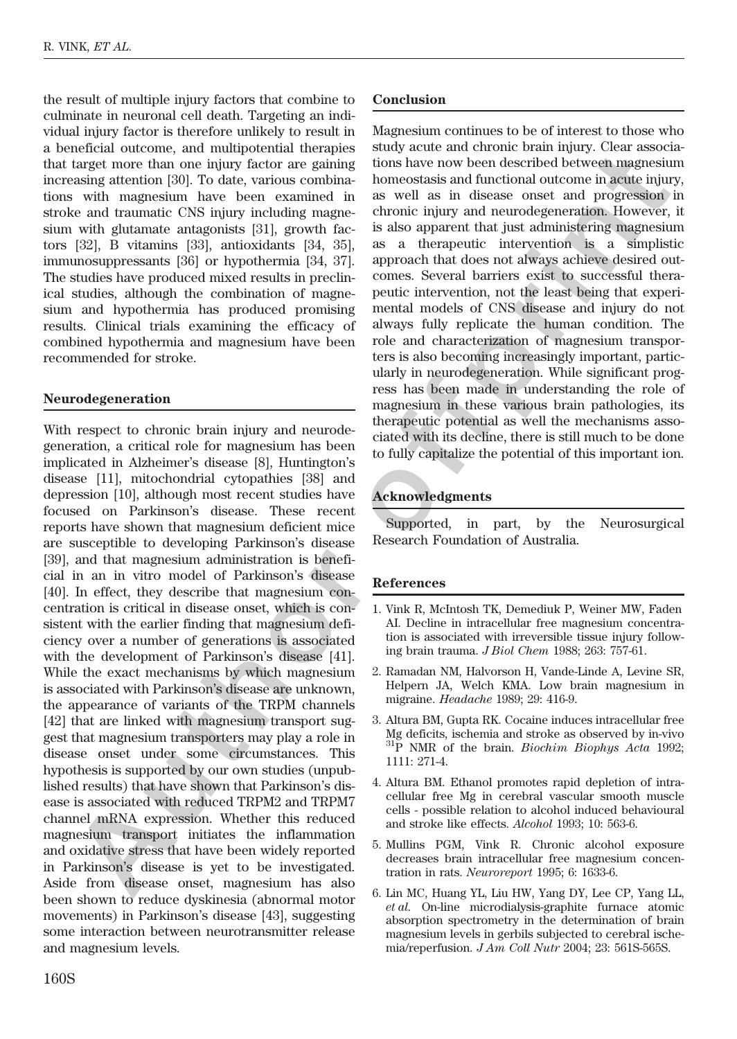the result of multiple injury factors that combine to culminate in neuronal cell death. Targeting an individual injury factor is therefore unlikely to result in a beneficial outcome, and multipotential therapies that target more than one injury factor are gaining increasing attention [30]. To date, various combinations with magnesium have been examined in stroke and traumatic CNS injury including magnesium with glutamate antagonists [31], growth factors [32], B vitamins [33], antioxidants [34, 35], immunosuppressants [36] or hypothermia [34, 37]. The studies have produced mixed results in preclinical studies, although the combination of magnesium and hypothermia has produced promising results. Clinical trials examining the efficacy of combined hypothermia and magnesium have been recommended for stroke.

## Neurodegeneration

With respect to chronic brain injury and neurodegeneration, a critical role for magnesium has been implicated in Alzheimer's disease [8], Huntington's disease [11], mitochondrial cytopathies [38] and depression [10], although most recent studies have focused on Parkinson's disease. These recent reports have shown that magnesium deficient mice are susceptible to developing Parkinson's disease [39], and that magnesium administration is beneficial in an in vitro model of Parkinson's disease [40]. In effect, they describe that magnesium concentration is critical in disease onset, which is consistent with the earlier finding that magnesium deficiency over a number of generations is associated with the development of Parkinson's disease [41]. While the exact mechanisms by which magnesium is associated with Parkinson's disease are unknown, the appearance of variants of the TRPM channels [42] that are linked with magnesium transport suggest that magnesium transporters may play a role in disease onset under some circumstances. This hypothesis is supported by our own studies (unpublished results) that have shown that Parkinson's disease is associated with reduced TRPM2 and TRPM7 channel mRNA expression. Whether this reduced magnesium transport initiates the inflammation and oxidative stress that have been widely reported in Parkinson's disease is yet to be investigated. Aside from disease onset, magnesium has also been shown to reduce dyskinesia (abnormal motor movements) in Parkinson's disease [43], suggesting some interaction between neurotransmitter release and magnesium levels.

## Conclusion

Magnesium continues to be of interest to those who study acute and chronic brain injury. Clear associations have now been described between magnesium homeostasis and functional outcome in acute injury, as well as in disease onset and progression in chronic injury and neurodegeneration. However, it is also apparent that just administering magnesium as a therapeutic intervention is a simplistic approach that does not always achieve desired outcomes. Several barriers exist to successful therapeutic intervention, not the least being that experimental models of CNS disease and injury do not always fully replicate the human condition. The role and characterization of magnesium transporters is also becoming increasingly important, particularly in neurodegeneration. While significant progress has been made in understanding the role of magnesium in these various brain pathologies, its therapeutic potential as well the mechanisms associated with its decline, there is still much to be done to fully capitalize the potential of this important ion.

## Acknowledgments

Supported, in part, by the Neurosurgical Research Foundation of Australia.

## References

1. Vink R, McIntosh TK, Demediuk P, Weiner MW, Faden AI. Decline in intracellular free magnesium concentration is associated with irreversible tissue injury following brain trauma. *J Biol Chem* 1988; 263: 757-61.
2. Ramadan NM, Halvorson H, Vande-Linde A, Levine SR, Helpern JA, Welch KMA. Low brain magnesium in migraine. *Headache* 1989; 29: 416-9.
3. Altura BM, Gupta RK. Cocaine induces intracellular free Mg deficits, ischemia and stroke as observed by in-vivo $^{31}$P NMR of the brain. *Biochim Biophys Acta* 1992; 1111: 271-4.
4. Altura BM. Ethanol promotes rapid depletion of intracellular free Mg in cerebral vascular smooth muscle cells - possible relation to alcohol induced behavioural and stroke like effects. *Alcohol* 1993; 10: 563-6.
5. Mullins PGM, Vink R. Chronic alcohol exposure decreases brain intracellular free magnesium concentration in rats. *Neuroreport* 1995; 6: 1633-6.
6. Lin MC, Huang YL, Liu HW, Yang DY, Lee CP, Yang LL, *et al.* On-line microdialysis-graphite furnace atomic absorption spectrometry in the determination of brain magnesium levels in gerbils subjected to cerebral ischemia/reperfusion. *J Am Coll Nutr* 2004; 23: 561S-565S.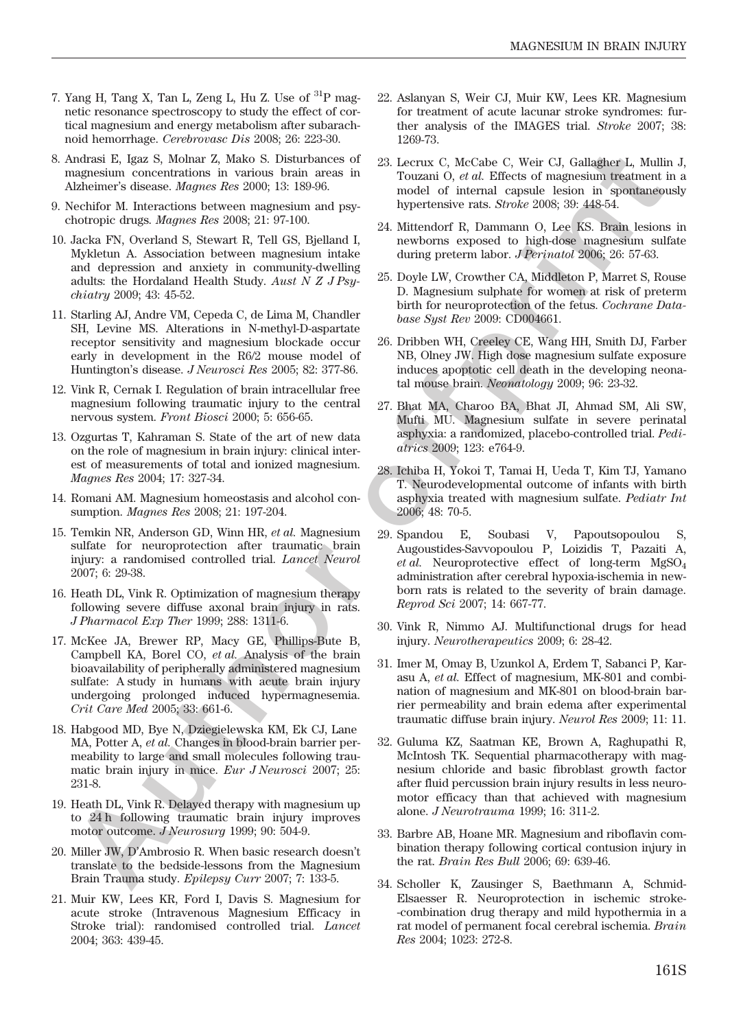7. Yang H, Tang X, Tan L, Zeng L, Hu Z. Use of $^{31}$P magnetic resonance spectroscopy to study the effect of cortical magnesium and energy metabolism after subarachnoid hemorrhage. *Cerebrovasc Dis* 2008; 26: 223-30.

8. Andrasi E, Igaz S, Molnar Z, Mako S. Disturbances of magnesium concentrations in various brain areas in Alzheimer's disease. *Magnes Res* 2000; 13: 189-96.

9. Nechifor M. Interactions between magnesium and psychotropic drugs. *Magnes Res* 2008; 21: 97-100.

10. Jacka FN, Overland S, Stewart R, Tell GS, Bjelland I, Mykletun A. Association between magnesium intake and depression and anxiety in community-dwelling adults: the Hordaland Health Study. *Aust N Z J Psychiatry* 2009; 43: 45-52.

11. Starling AJ, Andre VM, Cepeda C, de Lima M, Chandler SH, Levine MS. Alterations in N-methyl-D-aspartate receptor sensitivity and magnesium blockade occur early in development in the R6/2 mouse model of Huntington's disease. *J Neurosci Res* 2005; 82: 377-86.

12. Vink R, Cernak I. Regulation of brain intracellular free magnesium following traumatic injury to the central nervous system. *Front Biosci* 2000; 5: 656-65.

13. Ozgurtas T, Kahraman S. State of the art of new data on the role of magnesium in brain injury: clinical interest of measurements of total and ionized magnesium. *Magnes Res* 2004; 17: 327-34.

14. Romani AM. Magnesium homeostasis and alcohol consumption. *Magnes Res* 2008; 21: 197-204.

15. Temkin NR, Anderson GD, Winn HR, *et al.* Magnesium sulfate for neuroprotection after traumatic brain injury: a randomised controlled trial. *Lancet Neurol* 2007; 6: 29-38.

16. Heath DL, Vink R. Optimization of magnesium therapy following severe diffuse axonal brain injury in rats. *J Pharmacol Exp Ther* 1999; 288: 1311-6.

17. McKee JA, Brewer RP, Macy GE, Phillips-Bute B, Campbell KA, Borel CO, *et al.* Analysis of the brain bioavailability of peripherally administered magnesium sulfate: A study in humans with acute brain injury undergoing prolonged induced hypermagnesemia. *Crit Care Med* 2005; 33: 661-6.

18. Habgood MD, Bye N, Dziegielewska KM, Ek CJ, Lane MA, Potter A, *et al.* Changes in blood-brain barrier permeability to large and small molecules following traumatic brain injury in mice. *Eur J Neurosci* 2007; 25: 231-8.

19. Heath DL, Vink R. Delayed therapy with magnesium up to 24 h following traumatic brain injury improves motor outcome. *J Neurosurg* 1999; 90: 504-9.

20. Miller JW, D'Ambrosio R. When basic research doesn't translate to the bedside-lessons from the Magnesium Brain Trauma study. *Epilepsy Curr* 2007; 7: 133-5.

21. Muir KW, Lees KR, Ford I, Davis S. Magnesium for acute stroke (Intravenous Magnesium Efficacy in Stroke trial): randomised controlled trial. *Lancet* 2004; 363: 439-45.

22. Aslanyan S, Weir CJ, Muir KW, Lees KR. Magnesium for treatment of acute lacunar stroke syndromes: further analysis of the IMAGES trial. *Stroke* 2007; 38: 1269-73.

23. Lecrux C, McCabe C, Weir CJ, Gallagher L, Mullin J, Touzani O, *et al.* Effects of magnesium treatment in a model of internal capsule lesion in spontaneously hypertensive rats. *Stroke* 2008; 39: 448-54.

24. Mittendorf R, Dammann O, Lee KS. Brain lesions in newborns exposed to high-dose magnesium sulfate during preterm labor. *J Perinatol* 2006; 26: 57-63.

25. Doyle LW, Crowther CA, Middleton P, Marret S, Rouse D. Magnesium sulphate for women at risk of preterm birth for neuroprotection of the fetus. *Cochrane Database Syst Rev* 2009: CD004661.

26. Dribben WH, Creeley CE, Wang HH, Smith DJ, Farber NB, Olney JW. High dose magnesium sulfate exposure induces apoptotic cell death in the developing neonatal mouse brain. *Neonatology* 2009; 96: 23-32.

27. Bhat MA, Charoo BA, Bhat JI, Ahmad SM, Ali SW, Mufti MU. Magnesium sulfate in severe perinatal asphyxia: a randomized, placebo-controlled trial. *Pediatrics* 2009; 123: e764-9.

28. Ichiba H, Yokoi T, Tamai H, Ueda T, Kim TJ, Yamano T. Neurodevelopmental outcome of infants with birth asphyxia treated with magnesium sulfate. *Pediatr Int* 2006; 48: 70-5.

29. Spandou E, Soubasi V, Papoutsopoulou S, Augoustides-Savvopoulou P, Loizidis T, Pazaiti A, *et al.* Neuroprotective effect of long-term $MgSO_4$ administration after cerebral hypoxia-ischemia in newborn rats is related to the severity of brain damage. *Reprod Sci* 2007; 14: 667-77.

30. Vink R, Nimmo AJ. Multifunctional drugs for head injury. *Neurotherapeutics* 2009; 6: 28-42.

31. Imer M, Omay B, Uzunkol A, Erdem T, Sabanci P, Karasu A, *et al.* Effect of magnesium, MK-801 and combination of magnesium and MK-801 on blood-brain barrier permeability and brain edema after experimental traumatic diffuse brain injury. *Neurol Res* 2009; 11: 11.

32. Guluma KZ, Saatman KE, Brown A, Raghupathi R, McIntosh TK. Sequential pharmacotherapy with magnesium chloride and basic fibroblast growth factor after fluid percussion brain injury results in less neuromotor efficacy than that achieved with magnesium alone. *J Neurotrauma* 1999; 16: 311-2.

33. Barbre AB, Hoane MR. Magnesium and riboflavin combination therapy following cortical contusion injury in the rat. *Brain Res Bull* 2006; 69: 639-46.

34. Scholler K, Zausinger S, Baethmann A, Schmid-Elsaesser R. Neuroprotection in ischemic stroke--combination drug therapy and mild hypothermia in a rat model of permanent focal cerebral ischemia. *Brain Res* 2004; 1023: 272-8.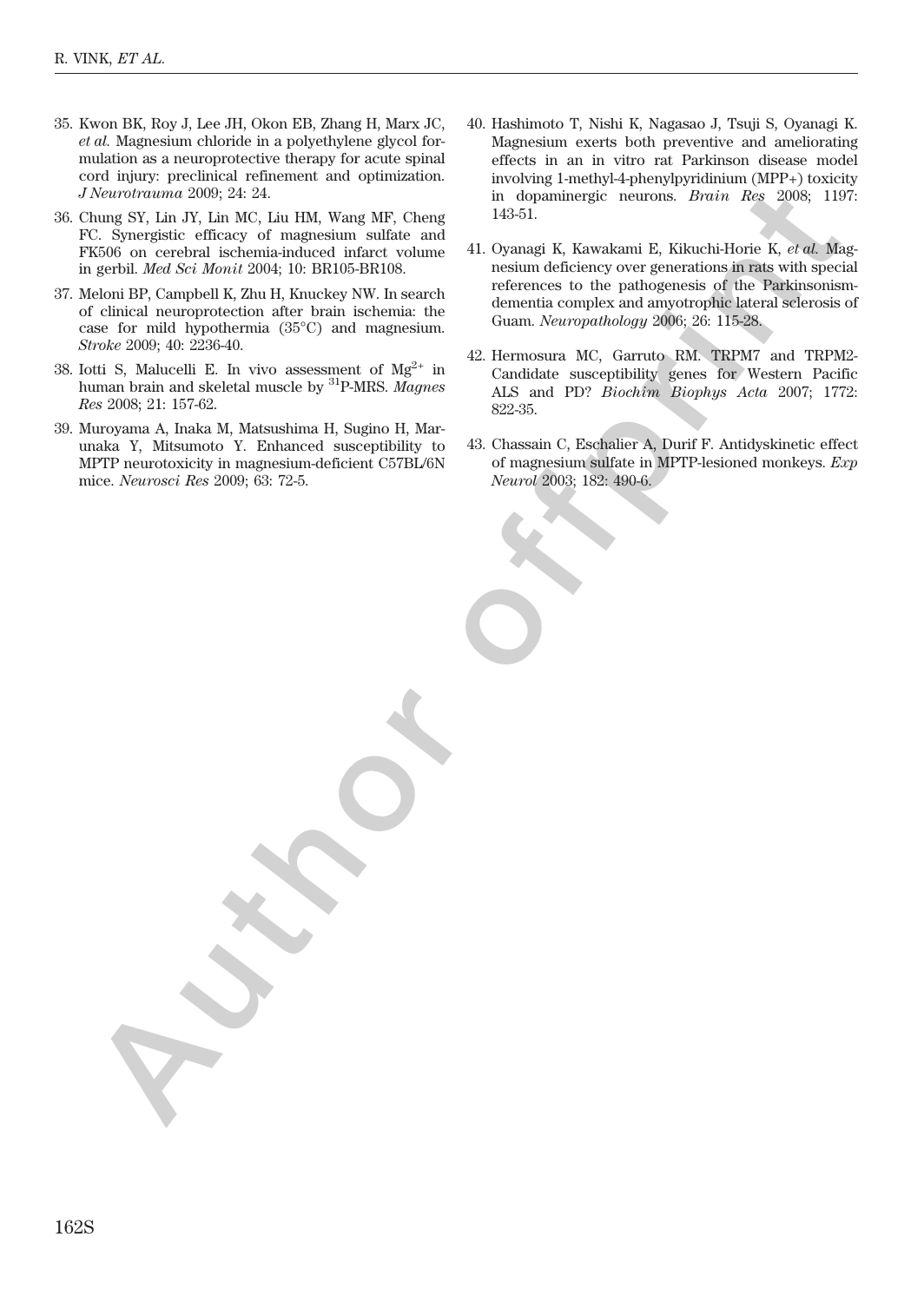35. Kwon BK, Roy J, Lee JH, Okon EB, Zhang H, Marx JC, *et al.* Magnesium chloride in a polyethylene glycol formulation as a neuroprotective therapy for acute spinal cord injury: preclinical refinement and optimization. *J Neurotrauma* 2009; 24: 24.

36. Chung SY, Lin JY, Lin MC, Liu HM, Wang MF, Cheng FC. Synergistic efficacy of magnesium sulfate and FK506 on cerebral ischemia-induced infarct volume in gerbil. *Med Sci Monit* 2004; 10: BR105-BR108.

37. Meloni BP, Campbell K, Zhu H, Knuckey NW. In search of clinical neuroprotection after brain ischemia: the case for mild hypothermia (35°C) and magnesium. *Stroke* 2009; 40: 2236-40.

38. Iotti S, Malucelli E. In vivo assessment of $Mg^{2+}$ in human brain and skeletal muscle by $^{31}$P-MRS. *Magnes Res* 2008; 21: 157-62.

39. Muroyama A, Inaka M, Matsushima H, Sugino H, Marunaka Y, Mitsumoto Y. Enhanced susceptibility to MPTP neurotoxicity in magnesium-deficient C57BL/6N mice. *Neurosci Res* 2009; 63: 72-5.

40. Hashimoto T, Nishi K, Nagasao J, Tsuji S, Oyanagi K. Magnesium exerts both preventive and ameliorating effects in an in vitro rat Parkinson disease model involving 1-methyl-4-phenylpyridinium (MPP+) toxicity in dopaminergic neurons. *Brain Res* 2008; 1197: 143-51.

41. Oyanagi K, Kawakami E, Kikuchi-Horie K, *et al.* Magnesium deficiency over generations in rats with special references to the pathogenesis of the Parkinsonism-dementia complex and amyotrophic lateral sclerosis of Guam. *Neuropathology* 2006; 26: 115-28.

42. Hermosura MC, Garruto RM. TRPM7 and TRPM2-Candidate susceptibility genes for Western Pacific ALS and PD? *Biochim Biophys Acta* 2007; 1772: 822-35.

43. Chassain C, Eschalier A, Durif F. Antidyskinetic effect of magnesium sulfate in MPTP-lesioned monkeys. *Exp Neurol* 2003; 182: 490-6.